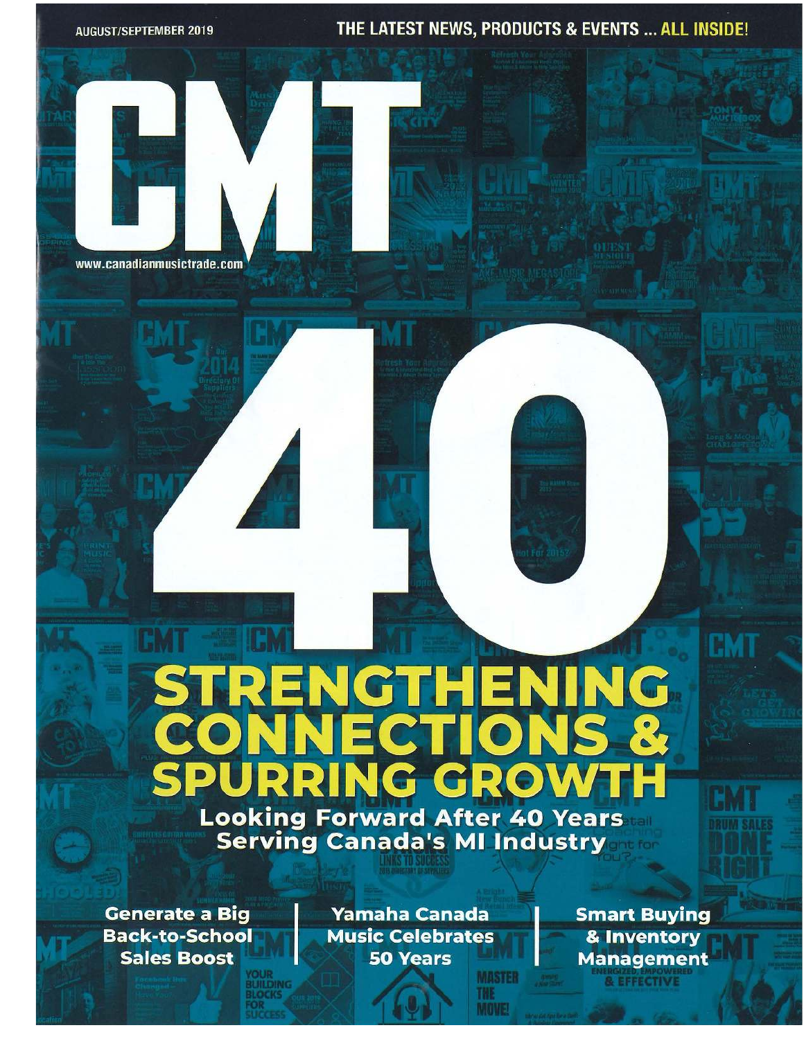AUGUST/SEPTEMBER 2019

THE LATEST NEWS, PRODUCTS & EVENTS ... ALL INSIDE!

# CMT

www.canadianmusictrade.com

# 40

## STRENGTHENING CONNECTIONS & SPURRING GROWTH

**Looking Forward After 40 Years Serving Canada's MI Industry**

**Generate a Big Back-to-School Sales Boost**

**Yamaha Canada Music Celebrates 50 Years**

**Smart Buying & Inventory Management**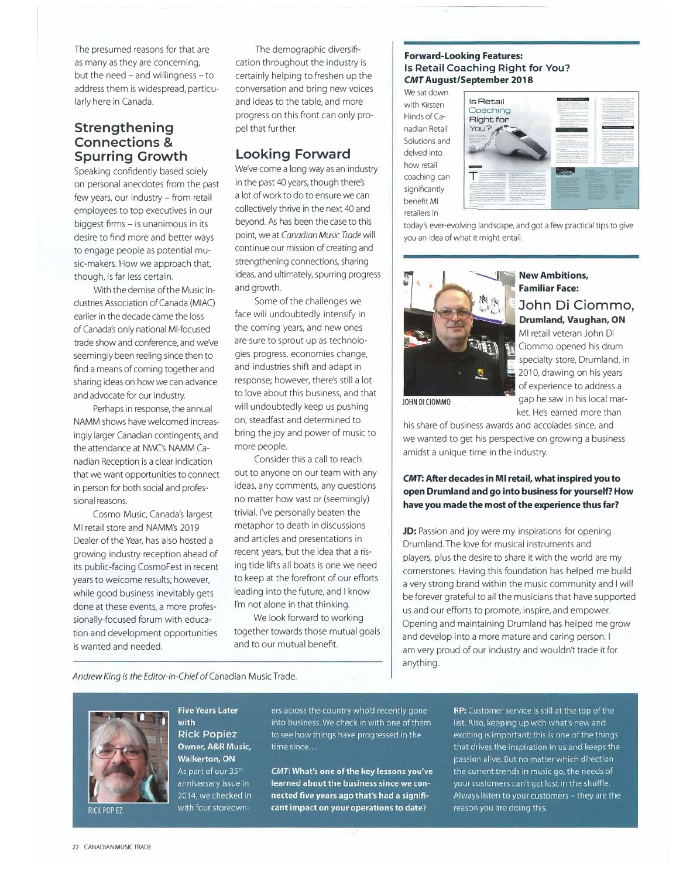The presumed reasons for that are as many as they are concerning, but the need – and willingness – to address them is widespread, particularly here in Canada.

## Strengthening Connections & Spurring Growth

Speaking confidently based solely on personal anecdotes from the past few years, our industry – from retail employees to top executives in our biggest firms – is unanimous in its desire to find more and better ways to engage people as potential music-makers. How we approach that, though, is far less certain.

With the demise of the Music Industries Association of Canada (MIAC) earlier in the decade came the loss of Canada's only national MI-focused trade show and conference, and we've seemingly been reeling since then to find a means of coming together and sharing ideas on how we can advance and advocate for our industry.

Perhaps in response, the annual NAMM shows have welcomed increasingly larger Canadian contingents, and the attendance at NWC's NAMM Canadian Reception is a clear indication that we want opportunities to connect in person for both social and professional reasons.

Cosmo Music, Canada's largest MI retail store and NAMM's 2019 Dealer of the Year, has also hosted a growing industry reception ahead of its public-facing CosmoFest in recent years to welcome results; however, while good business inevitably gets done at these events, a more professionally-focused forum with education and development opportunities is wanted and needed.

The demographic diversification throughout the industry is certainly helping to freshen up the conversation and bring new voices and ideas to the table, and more progress on this front can only propel that further.

## Looking Forward

We've come a long way as an industry in the past 40 years, though there's a lot of work to do to ensure we can collectively thrive in the next 40 and beyond. As has been the case to this point, we at *Canadian Music Trade* will continue our mission of creating and strengthening connections, sharing ideas, and ultimately, spurring progress and growth.

Some of the challenges we face will undoubtedly intensify in the coming years, and new ones are sure to sprout up as technologies progress, economies change, and industries shift and adapt in response; however, there's still a lot to love about this business, and that will undoubtedly keep us pushing on, steadfast and determined to bring the joy and power of music to more people.

Consider this a call to reach out to anyone on our team with any ideas, any comments, any questions no matter how vast or (seemingly) trivial. I've personally beaten the metaphor to death in discussions and articles and presentations in recent years, but the idea that a rising tide lifts all boats is one we need to keep at the forefront of our efforts leading into the future, and I know I'm not alone in that thinking.

We look forward to working together towards those mutual goals and to our mutual benefit.

*Andrew King is the Editor-in-Chief of* Canadian Music Trade.

---

**Forward-Looking Features: Is Retail Coaching Right for You?**
***CMT* August/September 2018**

We sat down with Kirsten Hinds of Canadian Retail Solutions and delved into how retail coaching can significantly benefit MI retailers in today's ever-evolving landscape, and got a few practical tips to give you an idea of what it might entail.

---

**New Ambitions, Familiar Face:**

### John Di Ciommo,

**Drumland, Vaughan, ON**

JOHN DI CIOMMO

MI retail veteran John Di Ciommo opened his drum specialty store, Drumland, in 2010, drawing on his years of experience to address a gap he saw in his local market. He's earned more than his share of business awards and accolades since, and we wanted to get his perspective on growing a business amidst a unique time in the industry.

***CMT*: After decades in MI retail, what inspired you to open Drumland and go into business for yourself? How have you made the most of the experience thus far?**

**JD:** Passion and joy were my inspirations for opening Drumland. The love for musical instruments and players, plus the desire to share it with the world are my cornerstones. Having this foundation has helped me build a very strong brand within the music community and I will be forever grateful to all the musicians that have supported us and our efforts to promote, inspire, and empower. Opening and maintaining Drumland has helped me grow and develop into a more mature and caring person. I am very proud of our industry and wouldn't trade it for anything.

---

**Five Years Later with**

### Rick Popiez

**Owner, A&R Music, Walkerton, ON**

RICK POPIEZ

As part of our 35th anniversary issue in 2014, we checked in with four storeowners across the country who'd recently gone into business. We check in with one of them to see how things have progressed in the time since…

***CMT*: What's one of the key lessons you've learned about the business since we connected five years ago that's had a significant impact on your operations to date?**

**RP:** Customer service is still at the top of the list. Also, keeping up with what's new and exciting is important; this is one of the things that drives the inspiration in us and keeps the passion alive. But no matter which direction the current trends in music go, the needs of your customers can't get lost in the shuffle. Always listen to your customers – they are the reason you are doing this.